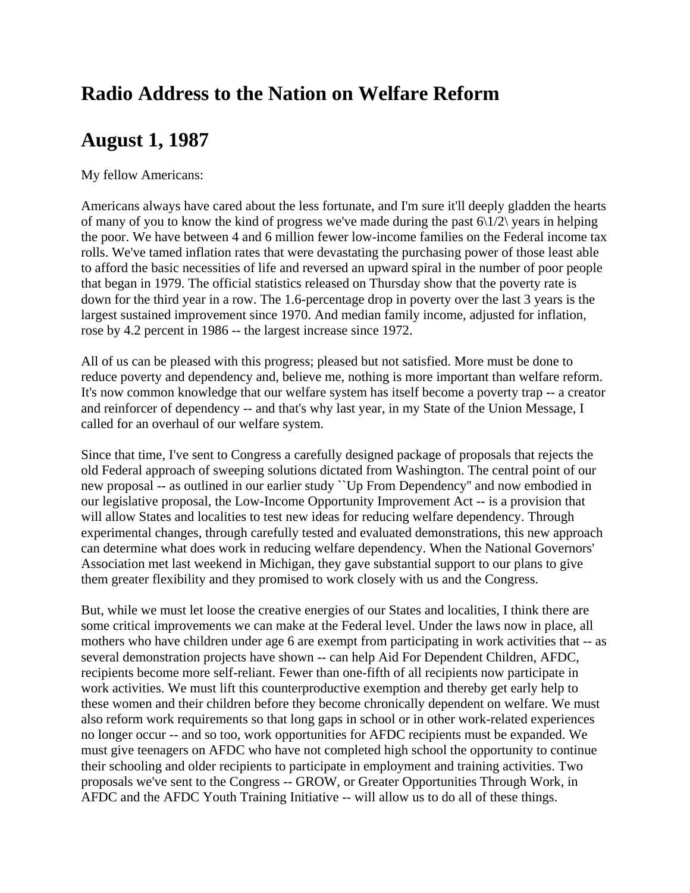# Radio Address to the Nation on Welfare Reform

# August 1, 1987

My fellow Americans:

Americans always have cared about the less fortunate, and I'm sure it'll deeply gladden the hearts of many of you to know the kind of progress we've made during the past 6\1/2\ years in helping the poor. We have between 4 and 6 million fewer low-income families on the Federal income tax rolls. We've tamed inflation rates that were devastating the purchasing power of those least able to afford the basic necessities of life and reversed an upward spiral in the number of poor people that began in 1979. The official statistics released on Thursday show that the poverty rate is down for the third year in a row. The 1.6-percentage drop in poverty over the last 3 years is the largest sustained improvement since 1970. And median family income, adjusted for inflation, rose by 4.2 percent in 1986 -- the largest increase since 1972.

All of us can be pleased with this progress; pleased but not satisfied. More must be done to reduce poverty and dependency and, believe me, nothing is more important than welfare reform. It's now common knowledge that our welfare system has itself become a poverty trap -- a creator and reinforcer of dependency -- and that's why last year, in my State of the Union Message, I called for an overhaul of our welfare system.

Since that time, I've sent to Congress a carefully designed package of proposals that rejects the old Federal approach of sweeping solutions dictated from Washington. The central point of our new proposal -- as outlined in our earlier study ``Up From Dependency'' and now embodied in our legislative proposal, the Low-Income Opportunity Improvement Act -- is a provision that will allow States and localities to test new ideas for reducing welfare dependency. Through experimental changes, through carefully tested and evaluated demonstrations, this new approach can determine what does work in reducing welfare dependency. When the National Governors' Association met last weekend in Michigan, they gave substantial support to our plans to give them greater flexibility and they promised to work closely with us and the Congress.

But, while we must let loose the creative energies of our States and localities, I think there are some critical improvements we can make at the Federal level. Under the laws now in place, all mothers who have children under age 6 are exempt from participating in work activities that -- as several demonstration projects have shown -- can help Aid For Dependent Children, AFDC, recipients become more self-reliant. Fewer than one-fifth of all recipients now participate in work activities. We must lift this counterproductive exemption and thereby get early help to these women and their children before they become chronically dependent on welfare. We must also reform work requirements so that long gaps in school or in other work-related experiences no longer occur -- and so too, work opportunities for AFDC recipients must be expanded. We must give teenagers on AFDC who have not completed high school the opportunity to continue their schooling and older recipients to participate in employment and training activities. Two proposals we've sent to the Congress -- GROW, or Greater Opportunities Through Work, in AFDC and the AFDC Youth Training Initiative -- will allow us to do all of these things.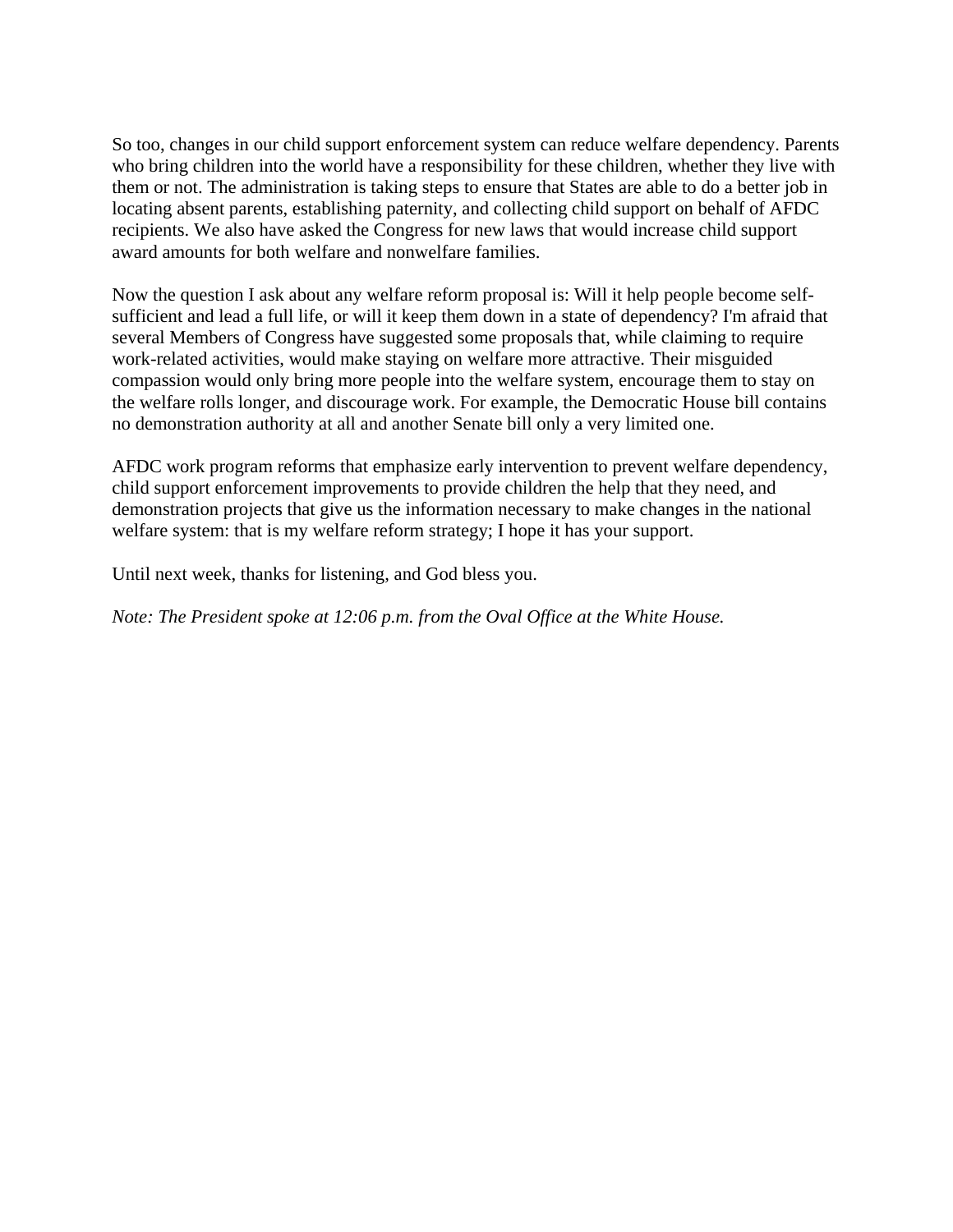So too, changes in our child support enforcement system can reduce welfare dependency. Parents who bring children into the world have a responsibility for these children, whether they live with them or not. The administration is taking steps to ensure that States are able to do a better job in locating absent parents, establishing paternity, and collecting child support on behalf of AFDC recipients. We also have asked the Congress for new laws that would increase child support award amounts for both welfare and nonwelfare families.

Now the question I ask about any welfare reform proposal is: Will it help people become self-sufficient and lead a full life, or will it keep them down in a state of dependency? I'm afraid that several Members of Congress have suggested some proposals that, while claiming to require work-related activities, would make staying on welfare more attractive. Their misguided compassion would only bring more people into the welfare system, encourage them to stay on the welfare rolls longer, and discourage work. For example, the Democratic House bill contains no demonstration authority at all and another Senate bill only a very limited one.

AFDC work program reforms that emphasize early intervention to prevent welfare dependency, child support enforcement improvements to provide children the help that they need, and demonstration projects that give us the information necessary to make changes in the national welfare system: that is my welfare reform strategy; I hope it has your support.

Until next week, thanks for listening, and God bless you.

*Note: The President spoke at 12:06 p.m. from the Oval Office at the White House.*